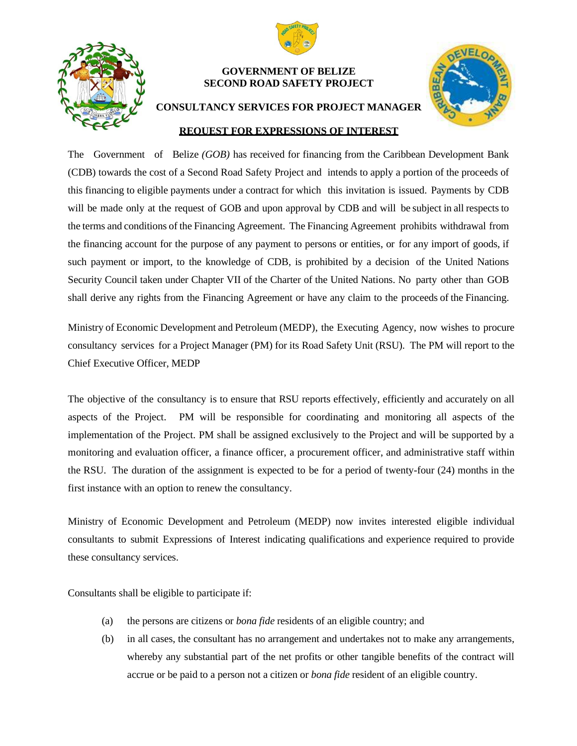# GOVERNMENT OF BELIZE
# SECOND ROAD SAFETY PROJECT

## CONSULTANCY SERVICES FOR PROJECT MANAGER

## REQUEST FOR EXPRESSIONS OF INTEREST

The Government of Belize *(GOB)* has received for financing from the Caribbean Development Bank (CDB) towards the cost of a Second Road Safety Project and intends to apply a portion of the proceeds of this financing to eligible payments under a contract for which this invitation is issued. Payments by CDB will be made only at the request of GOB and upon approval by CDB and will be subject in all respects to the terms and conditions of the Financing Agreement. The Financing Agreement prohibits withdrawal from the financing account for the purpose of any payment to persons or entities, or for any import of goods, if such payment or import, to the knowledge of CDB, is prohibited by a decision of the United Nations Security Council taken under Chapter VII of the Charter of the United Nations. No party other than GOB shall derive any rights from the Financing Agreement or have any claim to the proceeds of the Financing.

Ministry of Economic Development and Petroleum (MEDP), the Executing Agency, now wishes to procure consultancy services for a Project Manager (PM) for its Road Safety Unit (RSU). The PM will report to the Chief Executive Officer, MEDP

The objective of the consultancy is to ensure that RSU reports effectively, efficiently and accurately on all aspects of the Project. PM will be responsible for coordinating and monitoring all aspects of the implementation of the Project. PM shall be assigned exclusively to the Project and will be supported by a monitoring and evaluation officer, a finance officer, a procurement officer, and administrative staff within the RSU. The duration of the assignment is expected to be for a period of twenty-four (24) months in the first instance with an option to renew the consultancy.

Ministry of Economic Development and Petroleum (MEDP) now invites interested eligible individual consultants to submit Expressions of Interest indicating qualifications and experience required to provide these consultancy services.

Consultants shall be eligible to participate if:

(a) the persons are citizens or *bona fide* residents of an eligible country; and

(b) in all cases, the consultant has no arrangement and undertakes not to make any arrangements, whereby any substantial part of the net profits or other tangible benefits of the contract will accrue or be paid to a person not a citizen or *bona fide* resident of an eligible country.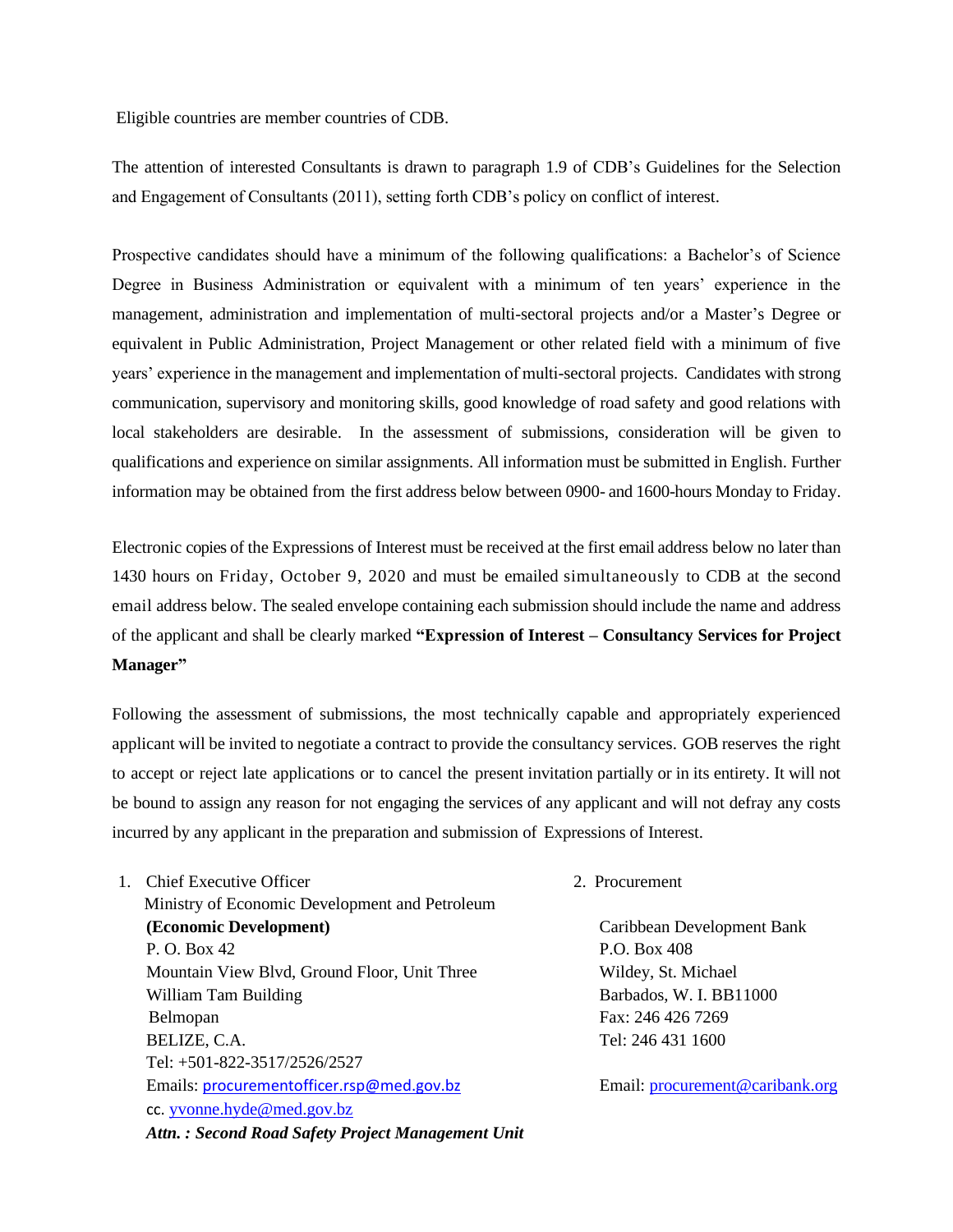Eligible countries are member countries of CDB.

The attention of interested Consultants is drawn to paragraph 1.9 of CDB's Guidelines for the Selection and Engagement of Consultants (2011), setting forth CDB's policy on conflict of interest.

Prospective candidates should have a minimum of the following qualifications: a Bachelor's of Science Degree in Business Administration or equivalent with a minimum of ten years' experience in the management, administration and implementation of multi-sectoral projects and/or a Master's Degree or equivalent in Public Administration, Project Management or other related field with a minimum of five years' experience in the management and implementation of multi-sectoral projects. Candidates with strong communication, supervisory and monitoring skills, good knowledge of road safety and good relations with local stakeholders are desirable. In the assessment of submissions, consideration will be given to qualifications and experience on similar assignments. All information must be submitted in English. Further information may be obtained from the first address below between 0900- and 1600-hours Monday to Friday.

Electronic copies of the Expressions of Interest must be received at the first email address below no later than 1430 hours on Friday, October 9, 2020 and must be emailed simultaneously to CDB at the second email address below. The sealed envelope containing each submission should include the name and address of the applicant and shall be clearly marked **"Expression of Interest – Consultancy Services for Project Manager"**

Following the assessment of submissions, the most technically capable and appropriately experienced applicant will be invited to negotiate a contract to provide the consultancy services. GOB reserves the right to accept or reject late applications or to cancel the present invitation partially or in its entirety. It will not be bound to assign any reason for not engaging the services of any applicant and will not defray any costs incurred by any applicant in the preparation and submission of Expressions of Interest.

1. Chief Executive Officer
   Ministry of Economic Development and Petroleum
   **(Economic Development)**
   P. O. Box 42
   Mountain View Blvd, Ground Floor, Unit Three
   William Tam Building
   Belmopan
   BELIZE, C.A.
   Tel: +501-822-3517/2526/2527
   Emails: procurementofficer.rsp@med.gov.bz
   cc. yvonne.hyde@med.gov.bz
   ***Attn. : Second Road Safety Project Management Unit***

2. Procurement

   Caribbean Development Bank
   P.O. Box 408
   Wildey, St. Michael
   Barbados, W. I. BB11000
   Fax: 246 426 7269
   Tel: 246 431 1600

   Email: procurement@caribank.org